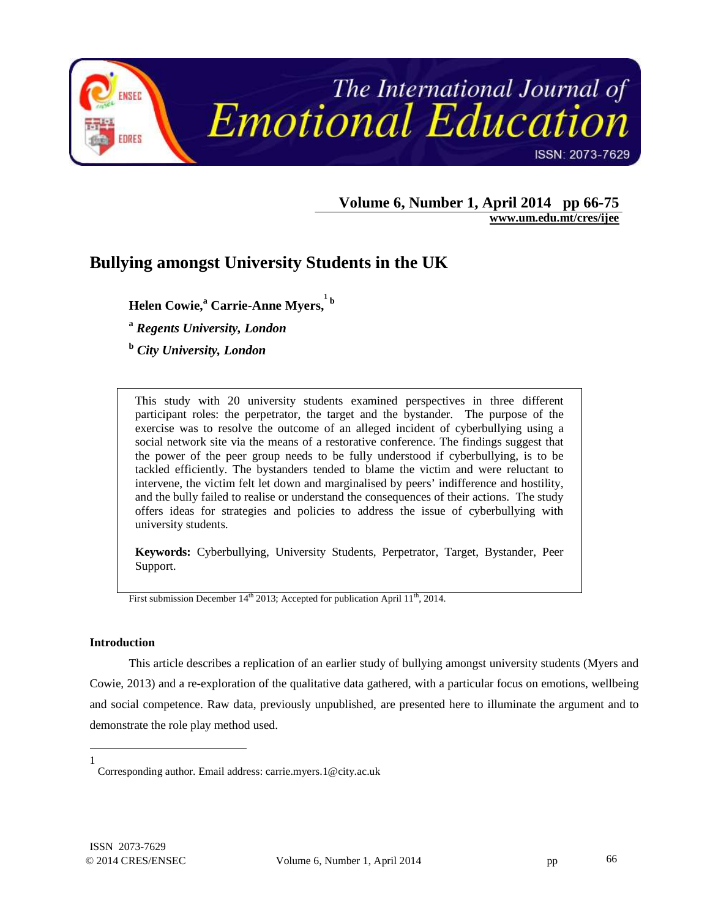# Bullying amongst University Students in the UK

**Helen Cowie,[a] Carrie-Anne Myers,[1] [b]**

[a] ***Regents University, London***

[b] ***City University, London***

This study with 20 university students examined perspectives in three different participant roles: the perpetrator, the target and the bystander. The purpose of the exercise was to resolve the outcome of an alleged incident of cyberbullying using a social network site via the means of a restorative conference. The findings suggest that the power of the peer group needs to be fully understood if cyberbullying, is to be tackled efficiently. The bystanders tended to blame the victim and were reluctant to intervene, the victim felt let down and marginalised by peers' indifference and hostility, and the bully failed to realise or understand the consequences of their actions. The study offers ideas for strategies and policies to address the issue of cyberbullying with university students.

**Keywords:** Cyberbullying, University Students, Perpetrator, Target, Bystander, Peer Support.

First submission December 14th 2013; Accepted for publication April 11th, 2014.

## Introduction

This article describes a replication of an earlier study of bullying amongst university students (Myers and Cowie, 2013) and a re-exploration of the qualitative data gathered, with a particular focus on emotions, wellbeing and social competence. Raw data, previously unpublished, are presented here to illuminate the argument and to demonstrate the role play method used.

---

1 Corresponding author. Email address: carrie.myers.1@city.ac.uk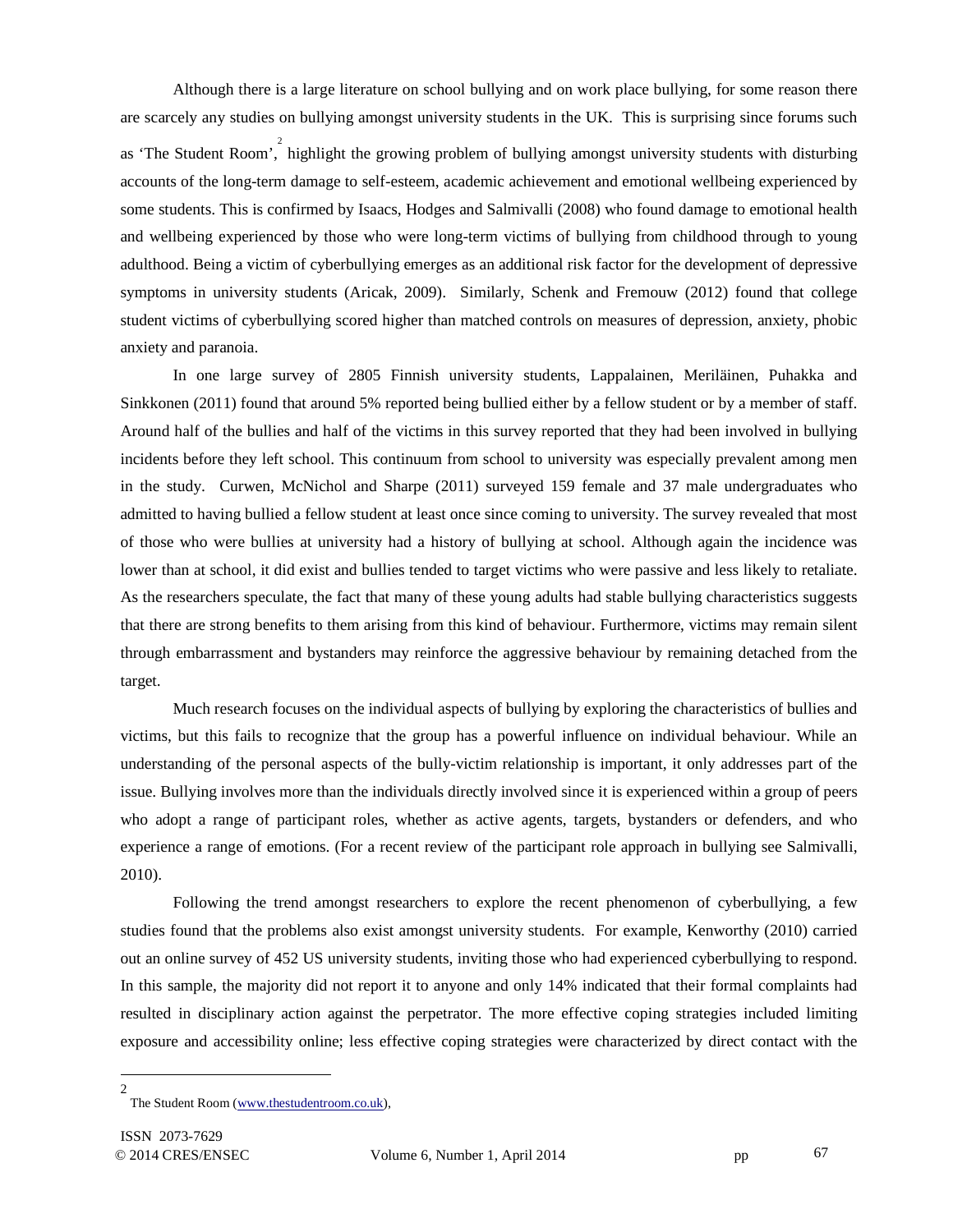Although there is a large literature on school bullying and on work place bullying, for some reason there are scarcely any studies on bullying amongst university students in the UK. This is surprising since forums such as 'The Student Room',[2] highlight the growing problem of bullying amongst university students with disturbing accounts of the long-term damage to self-esteem, academic achievement and emotional wellbeing experienced by some students. This is confirmed by Isaacs, Hodges and Salmivalli (2008) who found damage to emotional health and wellbeing experienced by those who were long-term victims of bullying from childhood through to young adulthood. Being a victim of cyberbullying emerges as an additional risk factor for the development of depressive symptoms in university students (Aricak, 2009). Similarly, Schenk and Fremouw (2012) found that college student victims of cyberbullying scored higher than matched controls on measures of depression, anxiety, phobic anxiety and paranoia.

In one large survey of 2805 Finnish university students, Lappalainen, Meriläinen, Puhakka and Sinkkonen (2011) found that around 5% reported being bullied either by a fellow student or by a member of staff. Around half of the bullies and half of the victims in this survey reported that they had been involved in bullying incidents before they left school. This continuum from school to university was especially prevalent among men in the study. Curwen, McNichol and Sharpe (2011) surveyed 159 female and 37 male undergraduates who admitted to having bullied a fellow student at least once since coming to university. The survey revealed that most of those who were bullies at university had a history of bullying at school. Although again the incidence was lower than at school, it did exist and bullies tended to target victims who were passive and less likely to retaliate. As the researchers speculate, the fact that many of these young adults had stable bullying characteristics suggests that there are strong benefits to them arising from this kind of behaviour. Furthermore, victims may remain silent through embarrassment and bystanders may reinforce the aggressive behaviour by remaining detached from the target.

Much research focuses on the individual aspects of bullying by exploring the characteristics of bullies and victims, but this fails to recognize that the group has a powerful influence on individual behaviour. While an understanding of the personal aspects of the bully-victim relationship is important, it only addresses part of the issue. Bullying involves more than the individuals directly involved since it is experienced within a group of peers who adopt a range of participant roles, whether as active agents, targets, bystanders or defenders, and who experience a range of emotions. (For a recent review of the participant role approach in bullying see Salmivalli, 2010).

Following the trend amongst researchers to explore the recent phenomenon of cyberbullying, a few studies found that the problems also exist amongst university students. For example, Kenworthy (2010) carried out an online survey of 452 US university students, inviting those who had experienced cyberbullying to respond. In this sample, the majority did not report it to anyone and only 14% indicated that their formal complaints had resulted in disciplinary action against the perpetrator. The more effective coping strategies included limiting exposure and accessibility online; less effective coping strategies were characterized by direct contact with the

---

[2] The Student Room (www.thestudentroom.co.uk),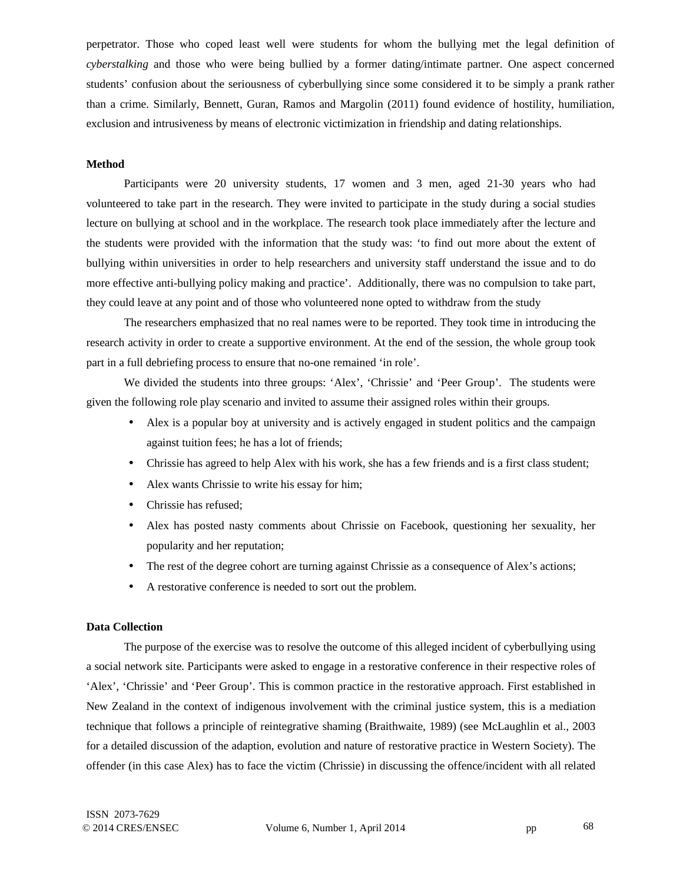perpetrator. Those who coped least well were students for whom the bullying met the legal definition of *cyberstalking* and those who were being bullied by a former dating/intimate partner. One aspect concerned students' confusion about the seriousness of cyberbullying since some considered it to be simply a prank rather than a crime. Similarly, Bennett, Guran, Ramos and Margolin (2011) found evidence of hostility, humiliation, exclusion and intrusiveness by means of electronic victimization in friendship and dating relationships.

**Method**

Participants were 20 university students, 17 women and 3 men, aged 21-30 years who had volunteered to take part in the research. They were invited to participate in the study during a social studies lecture on bullying at school and in the workplace. The research took place immediately after the lecture and the students were provided with the information that the study was: 'to find out more about the extent of bullying within universities in order to help researchers and university staff understand the issue and to do more effective anti-bullying policy making and practice'. Additionally, there was no compulsion to take part, they could leave at any point and of those who volunteered none opted to withdraw from the study

The researchers emphasized that no real names were to be reported. They took time in introducing the research activity in order to create a supportive environment. At the end of the session, the whole group took part in a full debriefing process to ensure that no-one remained 'in role'.

We divided the students into three groups: 'Alex', 'Chrissie' and 'Peer Group'. The students were given the following role play scenario and invited to assume their assigned roles within their groups.

- Alex is a popular boy at university and is actively engaged in student politics and the campaign against tuition fees; he has a lot of friends;
- Chrissie has agreed to help Alex with his work, she has a few friends and is a first class student;
- Alex wants Chrissie to write his essay for him;
- Chrissie has refused;
- Alex has posted nasty comments about Chrissie on Facebook, questioning her sexuality, her popularity and her reputation;
- The rest of the degree cohort are turning against Chrissie as a consequence of Alex's actions;
- A restorative conference is needed to sort out the problem.

**Data Collection**

The purpose of the exercise was to resolve the outcome of this alleged incident of cyberbullying using a social network site. Participants were asked to engage in a restorative conference in their respective roles of 'Alex', 'Chrissie' and 'Peer Group'. This is common practice in the restorative approach. First established in New Zealand in the context of indigenous involvement with the criminal justice system, this is a mediation technique that follows a principle of reintegrative shaming (Braithwaite, 1989) (see McLaughlin et al., 2003 for a detailed discussion of the adaption, evolution and nature of restorative practice in Western Society). The offender (in this case Alex) has to face the victim (Chrissie) in discussing the offence/incident with all related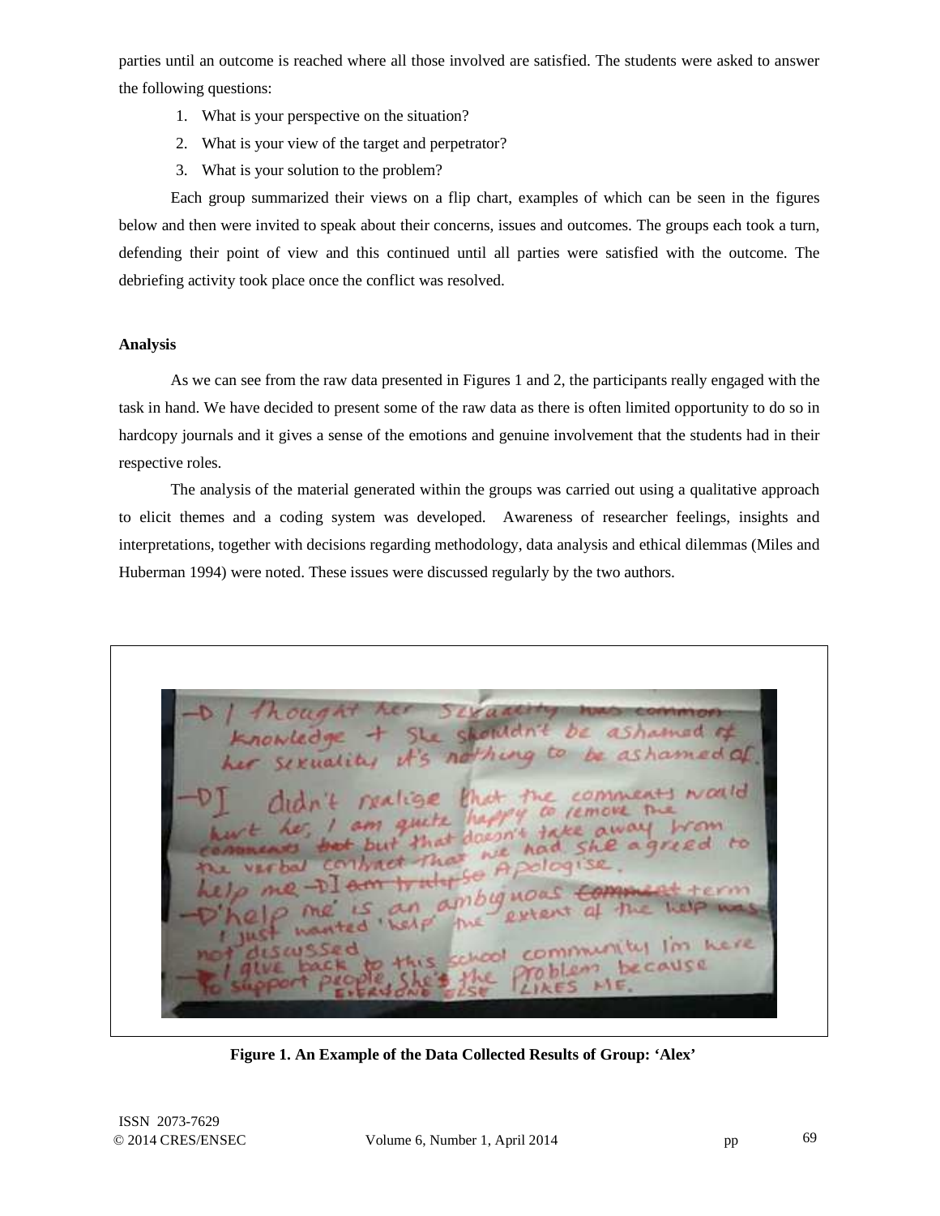parties until an outcome is reached where all those involved are satisfied. The students were asked to answer the following questions:

1. What is your perspective on the situation?
2. What is your view of the target and perpetrator?
3. What is your solution to the problem?

Each group summarized their views on a flip chart, examples of which can be seen in the figures below and then were invited to speak about their concerns, issues and outcomes. The groups each took a turn, defending their point of view and this continued until all parties were satisfied with the outcome. The debriefing activity took place once the conflict was resolved.

**Analysis**

As we can see from the raw data presented in Figures 1 and 2, the participants really engaged with the task in hand. We have decided to present some of the raw data as there is often limited opportunity to do so in hardcopy journals and it gives a sense of the emotions and genuine involvement that the students had in their respective roles.

The analysis of the material generated within the groups was carried out using a qualitative approach to elicit themes and a coding system was developed. Awareness of researcher feelings, insights and interpretations, together with decisions regarding methodology, data analysis and ethical dilemmas (Miles and Huberman 1994) were noted. These issues were discussed regularly by the two authors.

**Figure 1. An Example of the Data Collected Results of Group: 'Alex'**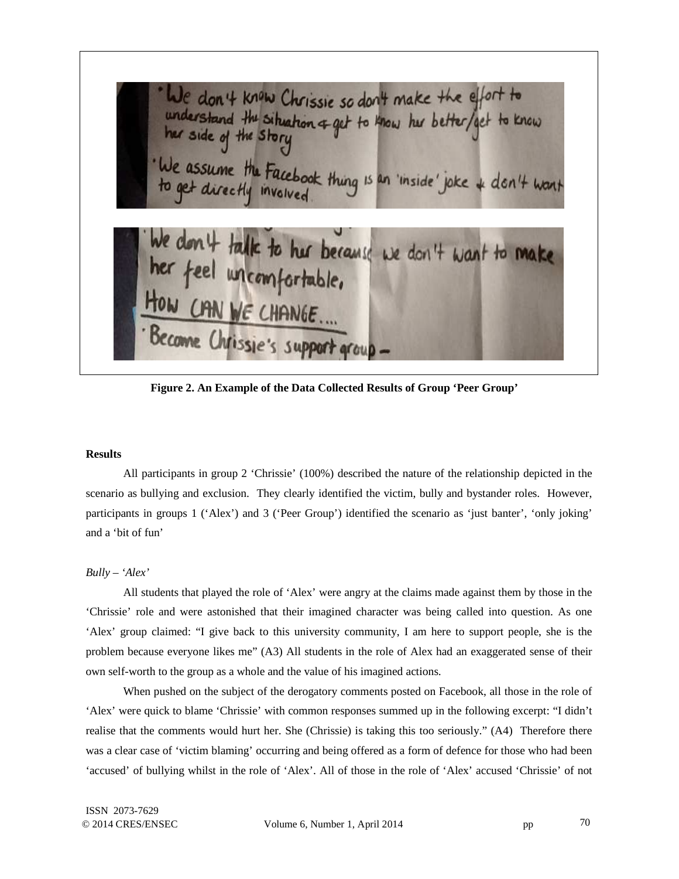- We don't know Chrissie so don't make the effort to understand the situation & get to know her better/get to know her side of the story
- We assume the Facebook thing is an 'inside' joke & don't want to get directly involved.

- We don't talk to her because we don't want to make her feel uncomfortable,

HOW CAN WE CHANGE....

- Become Chrissie's support group –

**Figure 2. An Example of the Data Collected Results of Group 'Peer Group'**

**Results**

All participants in group 2 'Chrissie' (100%) described the nature of the relationship depicted in the scenario as bullying and exclusion. They clearly identified the victim, bully and bystander roles. However, participants in groups 1 ('Alex') and 3 ('Peer Group') identified the scenario as 'just banter', 'only joking' and a 'bit of fun'

*Bully – 'Alex'*

All students that played the role of 'Alex' were angry at the claims made against them by those in the 'Chrissie' role and were astonished that their imagined character was being called into question. As one 'Alex' group claimed: "I give back to this university community, I am here to support people, she is the problem because everyone likes me" (A3) All students in the role of Alex had an exaggerated sense of their own self-worth to the group as a whole and the value of his imagined actions.

When pushed on the subject of the derogatory comments posted on Facebook, all those in the role of 'Alex' were quick to blame 'Chrissie' with common responses summed up in the following excerpt: "I didn't realise that the comments would hurt her. She (Chrissie) is taking this too seriously." (A4) Therefore there was a clear case of 'victim blaming' occurring and being offered as a form of defence for those who had been 'accused' of bullying whilst in the role of 'Alex'. All of those in the role of 'Alex' accused 'Chrissie' of not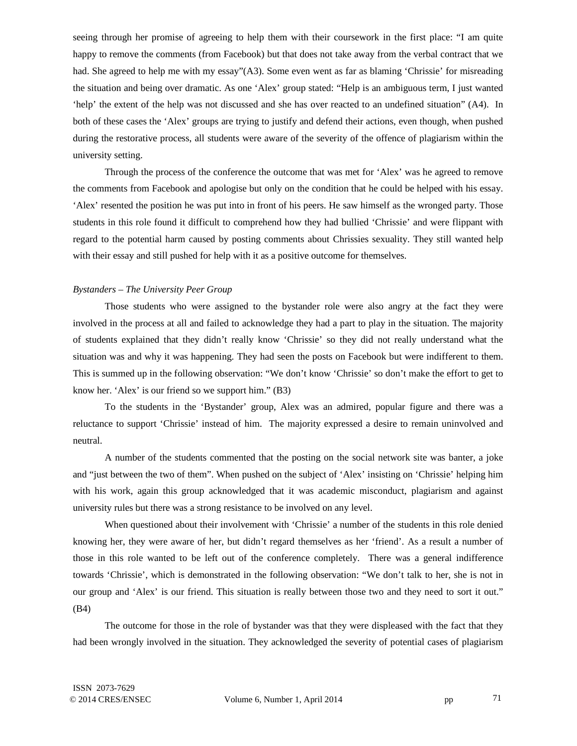seeing through her promise of agreeing to help them with their coursework in the first place: "I am quite happy to remove the comments (from Facebook) but that does not take away from the verbal contract that we had. She agreed to help me with my essay"(A3). Some even went as far as blaming 'Chrissie' for misreading the situation and being over dramatic. As one 'Alex' group stated: "Help is an ambiguous term, I just wanted 'help' the extent of the help was not discussed and she has over reacted to an undefined situation" (A4). In both of these cases the 'Alex' groups are trying to justify and defend their actions, even though, when pushed during the restorative process, all students were aware of the severity of the offence of plagiarism within the university setting.

Through the process of the conference the outcome that was met for 'Alex' was he agreed to remove the comments from Facebook and apologise but only on the condition that he could be helped with his essay. 'Alex' resented the position he was put into in front of his peers. He saw himself as the wronged party. Those students in this role found it difficult to comprehend how they had bullied 'Chrissie' and were flippant with regard to the potential harm caused by posting comments about Chrissies sexuality. They still wanted help with their essay and still pushed for help with it as a positive outcome for themselves.

*Bystanders – The University Peer Group*

Those students who were assigned to the bystander role were also angry at the fact they were involved in the process at all and failed to acknowledge they had a part to play in the situation. The majority of students explained that they didn't really know 'Chrissie' so they did not really understand what the situation was and why it was happening. They had seen the posts on Facebook but were indifferent to them. This is summed up in the following observation: "We don't know 'Chrissie' so don't make the effort to get to know her. 'Alex' is our friend so we support him." (B3)

To the students in the 'Bystander' group, Alex was an admired, popular figure and there was a reluctance to support 'Chrissie' instead of him. The majority expressed a desire to remain uninvolved and neutral.

A number of the students commented that the posting on the social network site was banter, a joke and "just between the two of them". When pushed on the subject of 'Alex' insisting on 'Chrissie' helping him with his work, again this group acknowledged that it was academic misconduct, plagiarism and against university rules but there was a strong resistance to be involved on any level.

When questioned about their involvement with 'Chrissie' a number of the students in this role denied knowing her, they were aware of her, but didn't regard themselves as her 'friend'. As a result a number of those in this role wanted to be left out of the conference completely. There was a general indifference towards 'Chrissie', which is demonstrated in the following observation: "We don't talk to her, she is not in our group and 'Alex' is our friend. This situation is really between those two and they need to sort it out." (B4)

The outcome for those in the role of bystander was that they were displeased with the fact that they had been wrongly involved in the situation. They acknowledged the severity of potential cases of plagiarism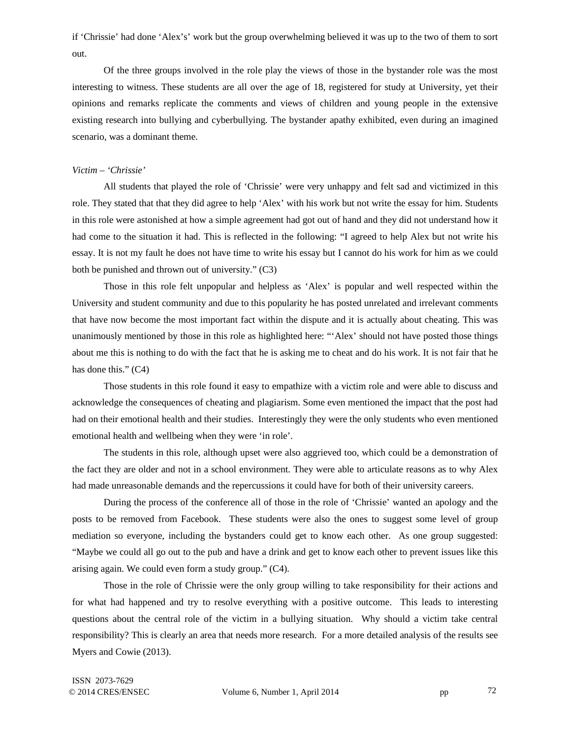if 'Chrissie' had done 'Alex's' work but the group overwhelming believed it was up to the two of them to sort out.

Of the three groups involved in the role play the views of those in the bystander role was the most interesting to witness. These students are all over the age of 18, registered for study at University, yet their opinions and remarks replicate the comments and views of children and young people in the extensive existing research into bullying and cyberbullying. The bystander apathy exhibited, even during an imagined scenario, was a dominant theme.

*Victim – 'Chrissie'*

All students that played the role of 'Chrissie' were very unhappy and felt sad and victimized in this role. They stated that that they did agree to help 'Alex' with his work but not write the essay for him. Students in this role were astonished at how a simple agreement had got out of hand and they did not understand how it had come to the situation it had. This is reflected in the following: "I agreed to help Alex but not write his essay. It is not my fault he does not have time to write his essay but I cannot do his work for him as we could both be punished and thrown out of university." (C3)

Those in this role felt unpopular and helpless as 'Alex' is popular and well respected within the University and student community and due to this popularity he has posted unrelated and irrelevant comments that have now become the most important fact within the dispute and it is actually about cheating. This was unanimously mentioned by those in this role as highlighted here: "'Alex' should not have posted those things about me this is nothing to do with the fact that he is asking me to cheat and do his work. It is not fair that he has done this." (C4)

Those students in this role found it easy to empathize with a victim role and were able to discuss and acknowledge the consequences of cheating and plagiarism. Some even mentioned the impact that the post had had on their emotional health and their studies. Interestingly they were the only students who even mentioned emotional health and wellbeing when they were 'in role'.

The students in this role, although upset were also aggrieved too, which could be a demonstration of the fact they are older and not in a school environment. They were able to articulate reasons as to why Alex had made unreasonable demands and the repercussions it could have for both of their university careers.

During the process of the conference all of those in the role of 'Chrissie' wanted an apology and the posts to be removed from Facebook. These students were also the ones to suggest some level of group mediation so everyone, including the bystanders could get to know each other. As one group suggested: "Maybe we could all go out to the pub and have a drink and get to know each other to prevent issues like this arising again. We could even form a study group." (C4).

Those in the role of Chrissie were the only group willing to take responsibility for their actions and for what had happened and try to resolve everything with a positive outcome. This leads to interesting questions about the central role of the victim in a bullying situation. Why should a victim take central responsibility? This is clearly an area that needs more research. For a more detailed analysis of the results see Myers and Cowie (2013).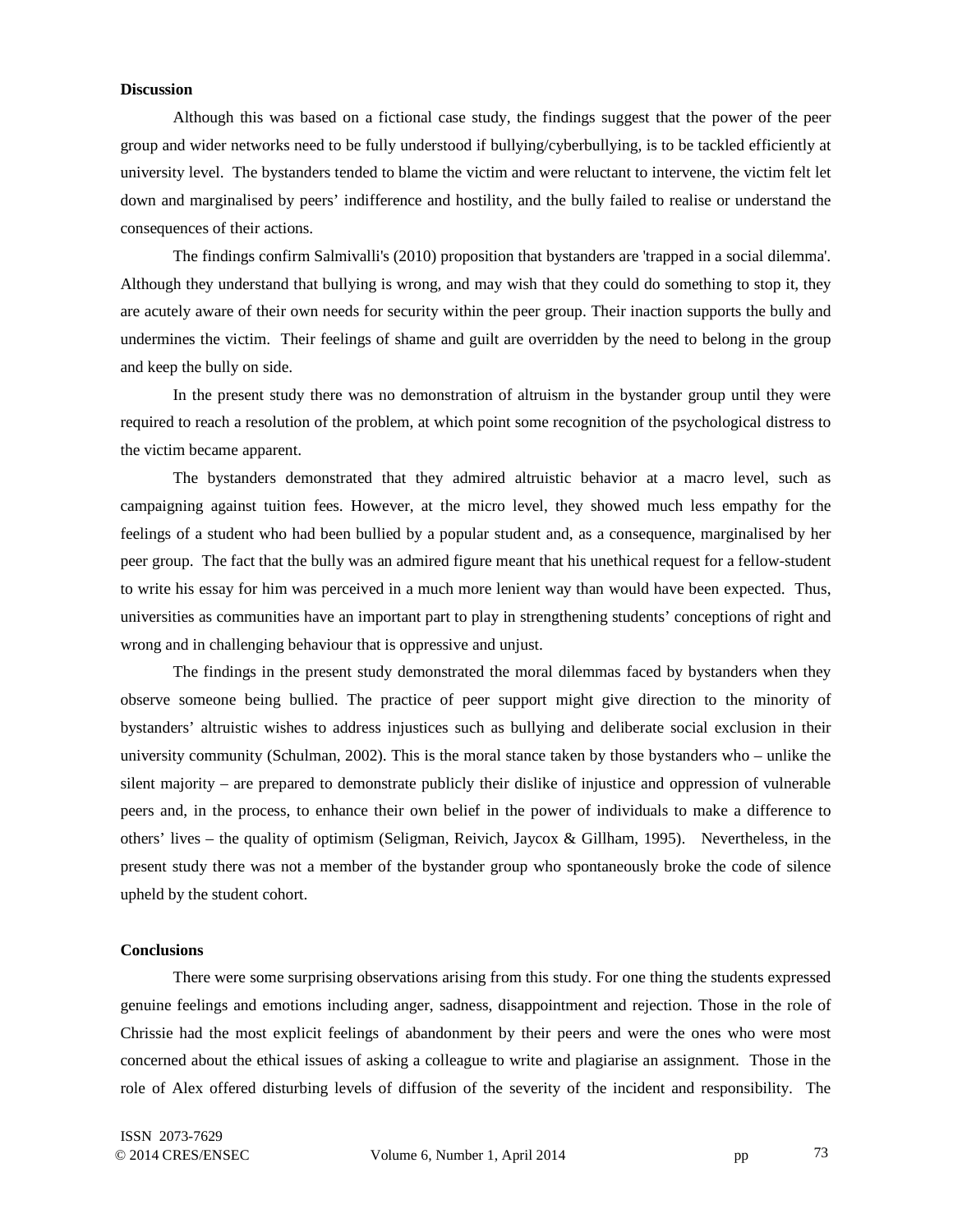**Discussion**

Although this was based on a fictional case study, the findings suggest that the power of the peer group and wider networks need to be fully understood if bullying/cyberbullying, is to be tackled efficiently at university level. The bystanders tended to blame the victim and were reluctant to intervene, the victim felt let down and marginalised by peers' indifference and hostility, and the bully failed to realise or understand the consequences of their actions.

The findings confirm Salmivalli's (2010) proposition that bystanders are 'trapped in a social dilemma'. Although they understand that bullying is wrong, and may wish that they could do something to stop it, they are acutely aware of their own needs for security within the peer group. Their inaction supports the bully and undermines the victim. Their feelings of shame and guilt are overridden by the need to belong in the group and keep the bully on side.

In the present study there was no demonstration of altruism in the bystander group until they were required to reach a resolution of the problem, at which point some recognition of the psychological distress to the victim became apparent.

The bystanders demonstrated that they admired altruistic behavior at a macro level, such as campaigning against tuition fees. However, at the micro level, they showed much less empathy for the feelings of a student who had been bullied by a popular student and, as a consequence, marginalised by her peer group. The fact that the bully was an admired figure meant that his unethical request for a fellow-student to write his essay for him was perceived in a much more lenient way than would have been expected. Thus, universities as communities have an important part to play in strengthening students' conceptions of right and wrong and in challenging behaviour that is oppressive and unjust.

The findings in the present study demonstrated the moral dilemmas faced by bystanders when they observe someone being bullied. The practice of peer support might give direction to the minority of bystanders' altruistic wishes to address injustices such as bullying and deliberate social exclusion in their university community (Schulman, 2002). This is the moral stance taken by those bystanders who – unlike the silent majority – are prepared to demonstrate publicly their dislike of injustice and oppression of vulnerable peers and, in the process, to enhance their own belief in the power of individuals to make a difference to others' lives – the quality of optimism (Seligman, Reivich, Jaycox & Gillham, 1995). Nevertheless, in the present study there was not a member of the bystander group who spontaneously broke the code of silence upheld by the student cohort.

**Conclusions**

There were some surprising observations arising from this study. For one thing the students expressed genuine feelings and emotions including anger, sadness, disappointment and rejection. Those in the role of Chrissie had the most explicit feelings of abandonment by their peers and were the ones who were most concerned about the ethical issues of asking a colleague to write and plagiarise an assignment. Those in the role of Alex offered disturbing levels of diffusion of the severity of the incident and responsibility. The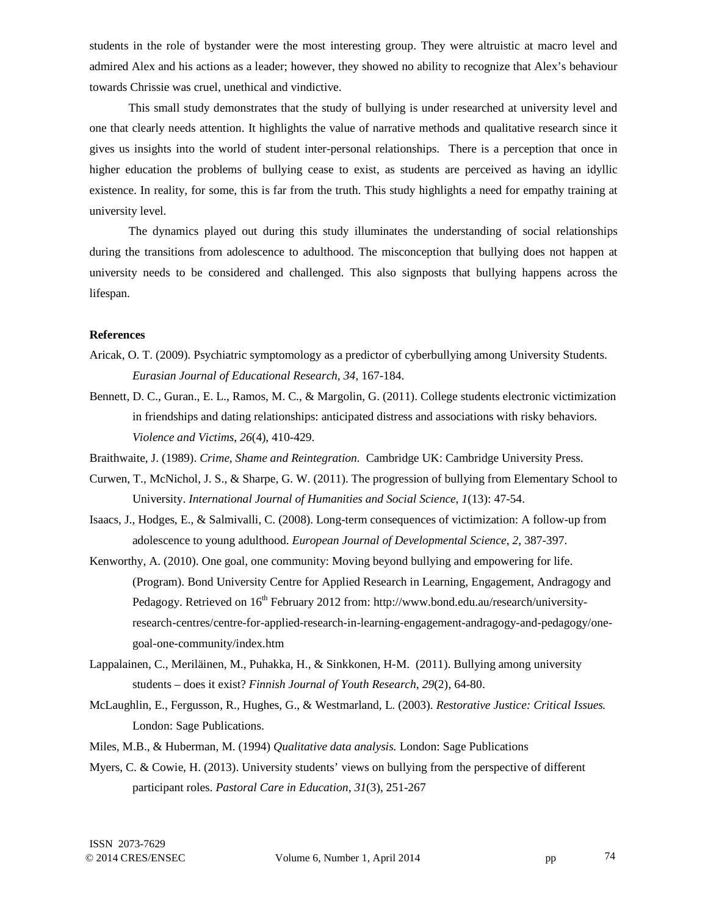students in the role of bystander were the most interesting group. They were altruistic at macro level and admired Alex and his actions as a leader; however, they showed no ability to recognize that Alex's behaviour towards Chrissie was cruel, unethical and vindictive.

This small study demonstrates that the study of bullying is under researched at university level and one that clearly needs attention. It highlights the value of narrative methods and qualitative research since it gives us insights into the world of student inter-personal relationships. There is a perception that once in higher education the problems of bullying cease to exist, as students are perceived as having an idyllic existence. In reality, for some, this is far from the truth. This study highlights a need for empathy training at university level.

The dynamics played out during this study illuminates the understanding of social relationships during the transitions from adolescence to adulthood. The misconception that bullying does not happen at university needs to be considered and challenged. This also signposts that bullying happens across the lifespan.

**References**

Aricak, O. T. (2009). Psychiatric symptomology as a predictor of cyberbullying among University Students. *Eurasian Journal of Educational Research*, *34*, 167-184.

Bennett, D. C., Guran., E. L., Ramos, M. C., & Margolin, G. (2011). College students electronic victimization in friendships and dating relationships: anticipated distress and associations with risky behaviors. *Violence and Victims*, *26*(4), 410-429.

Braithwaite, J. (1989). *Crime, Shame and Reintegration.* Cambridge UK: Cambridge University Press.

Curwen, T., McNichol, J. S., & Sharpe, G. W. (2011). The progression of bullying from Elementary School to University. *International Journal of Humanities and Social Science*, *1*(13): 47-54.

Isaacs, J., Hodges, E., & Salmivalli, C. (2008). Long-term consequences of victimization: A follow-up from adolescence to young adulthood. *European Journal of Developmental Science*, *2*, 387-397.

Kenworthy, A. (2010). One goal, one community: Moving beyond bullying and empowering for life. (Program). Bond University Centre for Applied Research in Learning, Engagement, Andragogy and Pedagogy. Retrieved on 16th February 2012 from: http://www.bond.edu.au/research/university-research-centres/centre-for-applied-research-in-learning-engagement-andragogy-and-pedagogy/one-goal-one-community/index.htm

Lappalainen, C., Meriläinen, M., Puhakka, H., & Sinkkonen, H-M. (2011). Bullying among university students – does it exist? *Finnish Journal of Youth Research*, *29*(2), 64-80.

McLaughlin, E., Fergusson, R., Hughes, G., & Westmarland, L. (2003). *Restorative Justice: Critical Issues.* London: Sage Publications.

Miles, M.B., & Huberman, M. (1994) *Qualitative data analysis.* London: Sage Publications

Myers, C. & Cowie, H. (2013). University students' views on bullying from the perspective of different participant roles. *Pastoral Care in Education*, *31*(3), 251-267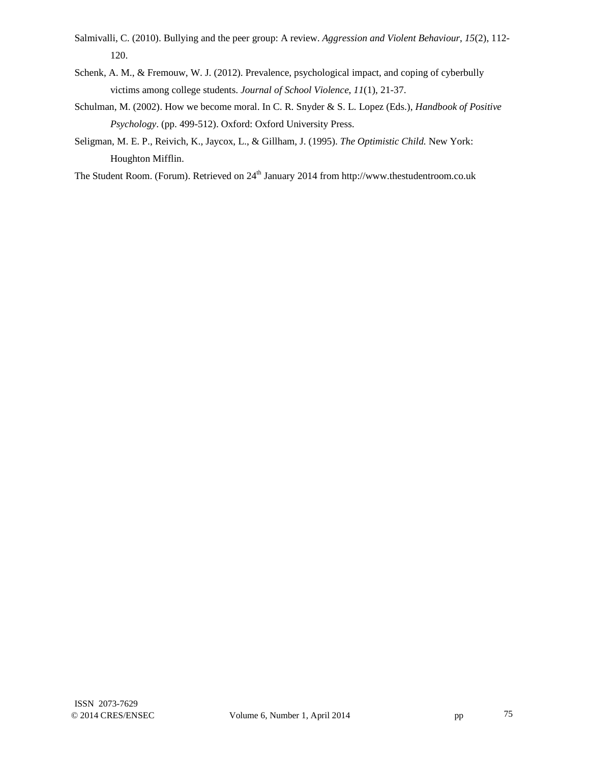Salmivalli, C. (2010). Bullying and the peer group: A review. *Aggression and Violent Behaviour*, *15*(2), 112-120.

Schenk, A. M., & Fremouw, W. J. (2012). Prevalence, psychological impact, and coping of cyberbully victims among college students. *Journal of School Violence*, *11*(1), 21-37.

Schulman, M. (2002). How we become moral. In C. R. Snyder & S. L. Lopez (Eds.), *Handbook of Positive Psychology*. (pp. 499-512). Oxford: Oxford University Press.

Seligman, M. E. P., Reivich, K., Jaycox, L., & Gillham, J. (1995). *The Optimistic Child.* New York: Houghton Mifflin.

The Student Room. (Forum). Retrieved on 24th January 2014 from http://www.thestudentroom.co.uk